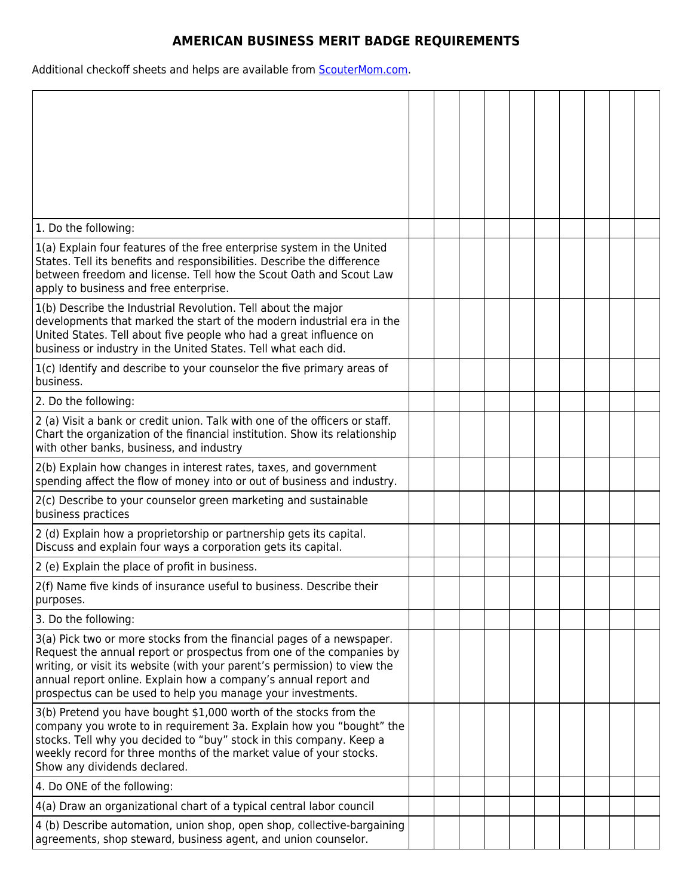# AMERICAN BUSINESS MERIT BADGE REQUIREMENTS

Additional checkoff sheets and helps are available from [ScouterMom.com](ScouterMom.com).

| | | | | | | | | | | |
|---|---|---|---|---|---|---|---|---|---|---|
| 1. Do the following: | | | | | | | | | | |
| 1(a) Explain four features of the free enterprise system in the United States. Tell its benefits and responsibilities. Describe the difference between freedom and license. Tell how the Scout Oath and Scout Law apply to business and free enterprise. | | | | | | | | | | |
| 1(b) Describe the Industrial Revolution. Tell about the major developments that marked the start of the modern industrial era in the United States. Tell about five people who had a great influence on business or industry in the United States. Tell what each did. | | | | | | | | | | |
| 1(c) Identify and describe to your counselor the five primary areas of business. | | | | | | | | | | |
| 2. Do the following: | | | | | | | | | | |
| 2 (a) Visit a bank or credit union. Talk with one of the officers or staff. Chart the organization of the financial institution. Show its relationship with other banks, business, and industry | | | | | | | | | | |
| 2(b) Explain how changes in interest rates, taxes, and government spending affect the flow of money into or out of business and industry. | | | | | | | | | | |
| 2(c) Describe to your counselor green marketing and sustainable business practices | | | | | | | | | | |
| 2 (d) Explain how a proprietorship or partnership gets its capital. Discuss and explain four ways a corporation gets its capital. | | | | | | | | | | |
| 2 (e) Explain the place of profit in business. | | | | | | | | | | |
| 2(f) Name five kinds of insurance useful to business. Describe their purposes. | | | | | | | | | | |
| 3. Do the following: | | | | | | | | | | |
| 3(a) Pick two or more stocks from the financial pages of a newspaper. Request the annual report or prospectus from one of the companies by writing, or visit its website (with your parent's permission) to view the annual report online. Explain how a company's annual report and prospectus can be used to help you manage your investments. | | | | | | | | | | |
| 3(b) Pretend you have bought $1,000 worth of the stocks from the company you wrote to in requirement 3a. Explain how you "bought" the stocks. Tell why you decided to "buy" stock in this company. Keep a weekly record for three months of the market value of your stocks. Show any dividends declared. | | | | | | | | | | |
| 4. Do ONE of the following: | | | | | | | | | | |
| 4(a) Draw an organizational chart of a typical central labor council | | | | | | | | | | |
| 4 (b) Describe automation, union shop, open shop, collective-bargaining agreements, shop steward, business agent, and union counselor. | | | | | | | | | | |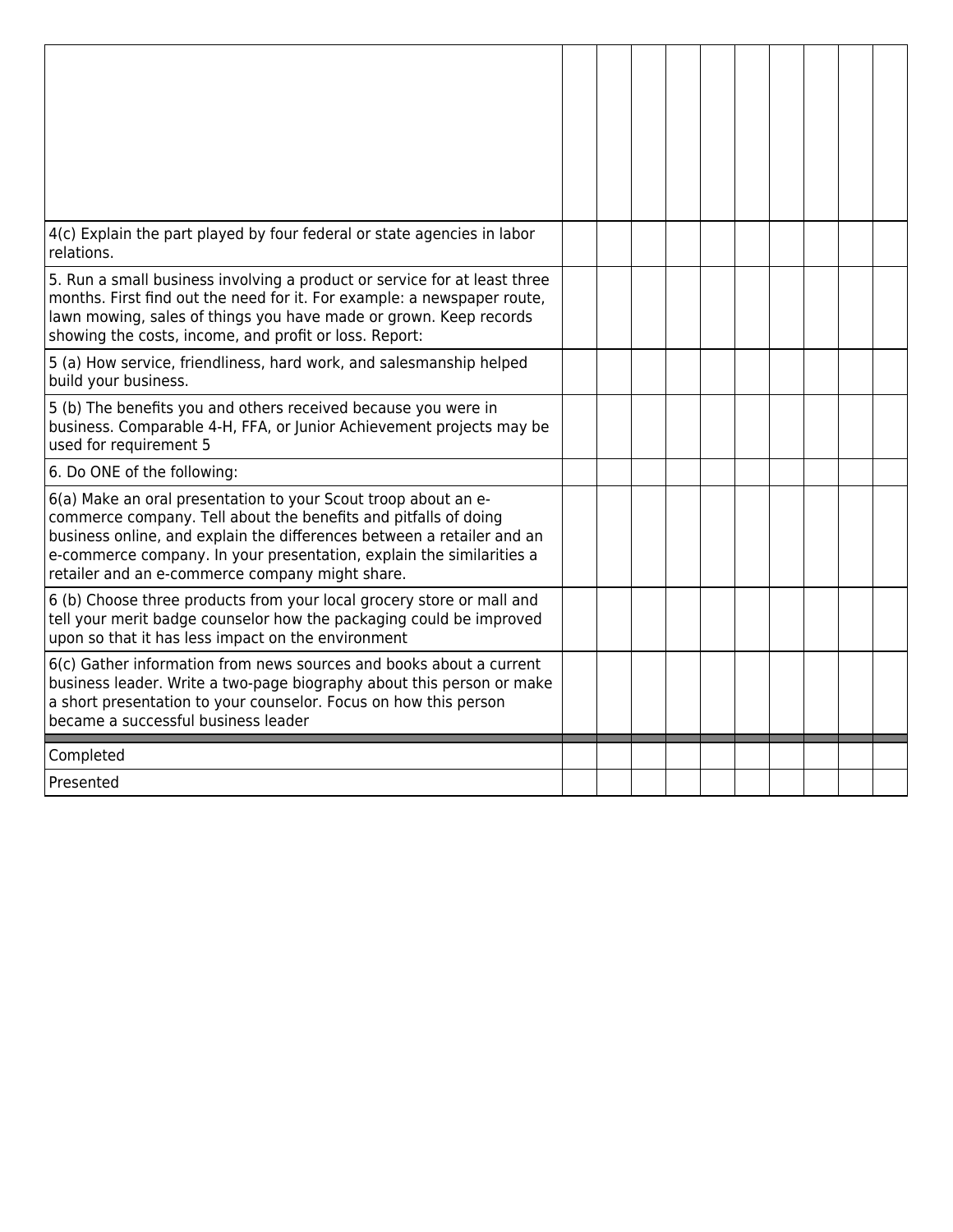| | | | | | | | | | | |
|---|---|---|---|---|---|---|---|---|---|---|
| | | | | | | | | | | |
| 4(c) Explain the part played by four federal or state agencies in labor relations. | | | | | | | | | | |
| 5. Run a small business involving a product or service for at least three months. First find out the need for it. For example: a newspaper route, lawn mowing, sales of things you have made or grown. Keep records showing the costs, income, and profit or loss. Report: | | | | | | | | | | |
| 5 (a) How service, friendliness, hard work, and salesmanship helped build your business. | | | | | | | | | | |
| 5 (b) The benefits you and others received because you were in business. Comparable 4-H, FFA, or Junior Achievement projects may be used for requirement 5 | | | | | | | | | | |
| 6. Do ONE of the following: | | | | | | | | | | |
| 6(a) Make an oral presentation to your Scout troop about an e-commerce company. Tell about the benefits and pitfalls of doing business online, and explain the differences between a retailer and an e-commerce company. In your presentation, explain the similarities a retailer and an e-commerce company might share. | | | | | | | | | | |
| 6 (b) Choose three products from your local grocery store or mall and tell your merit badge counselor how the packaging could be improved upon so that it has less impact on the environment | | | | | | | | | | |
| 6(c) Gather information from news sources and books about a current business leader. Write a two-page biography about this person or make a short presentation to your counselor. Focus on how this person became a successful business leader | | | | | | | | | | |
| Completed | | | | | | | | | | |
| Presented | | | | | | | | | | |